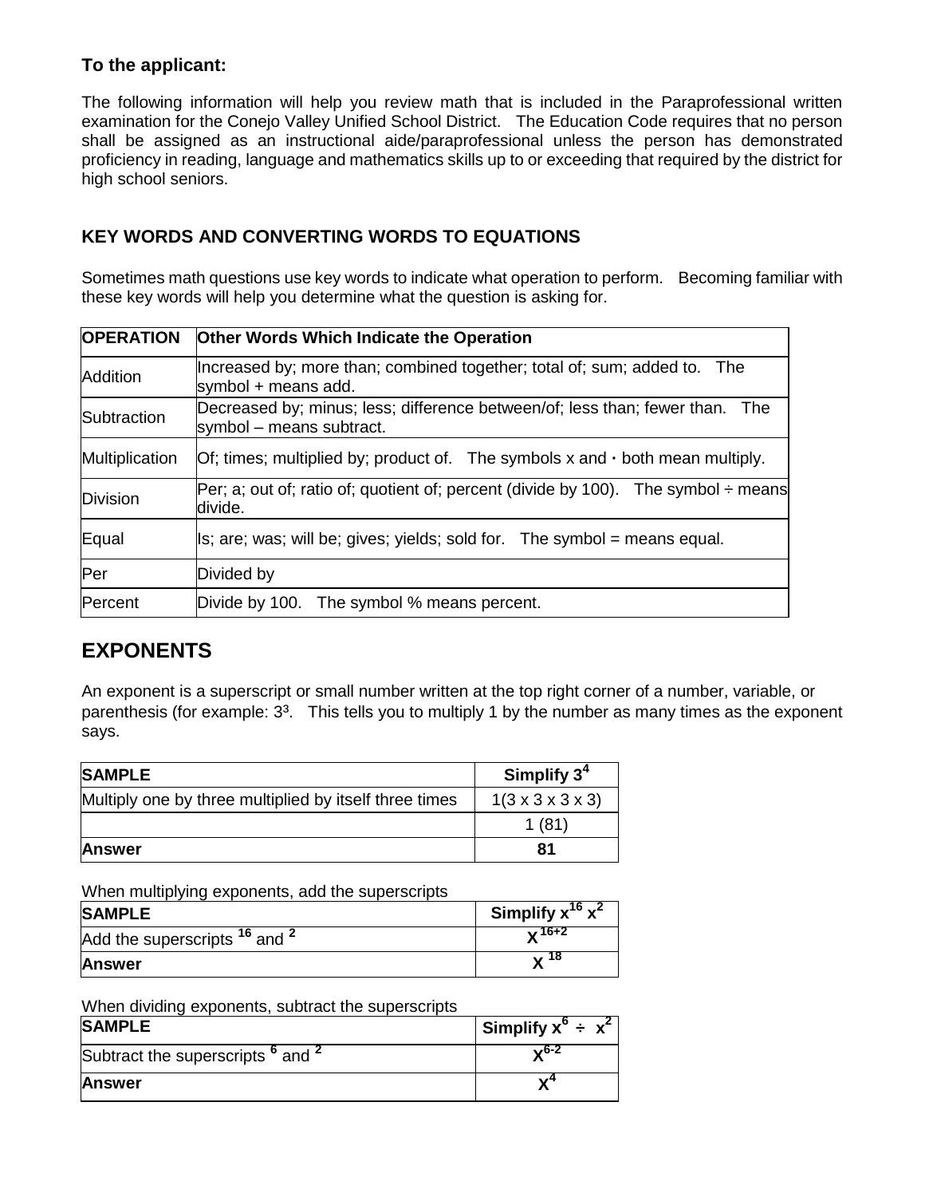**To the applicant:**

The following information will help you review math that is included in the Paraprofessional written examination for the Conejo Valley Unified School District. The Education Code requires that no person shall be assigned as an instructional aide/paraprofessional unless the person has demonstrated proficiency in reading, language and mathematics skills up to or exceeding that required by the district for high school seniors.

### KEY WORDS AND CONVERTING WORDS TO EQUATIONS

Sometimes math questions use key words to indicate what operation to perform. Becoming familiar with these key words will help you determine what the question is asking for.

| OPERATION | Other Words Which Indicate the Operation |
|---|---|
| Addition | Increased by; more than; combined together; total of; sum; added to. The symbol + means add. |
| Subtraction | Decreased by; minus; less; difference between/of; less than; fewer than. The symbol – means subtract. |
| Multiplication | Of; times; multiplied by; product of. The symbols x and · both mean multiply. |
| Division | Per; a; out of; ratio of; quotient of; percent (divide by 100). The symbol ÷ means divide. |
| Equal | Is; are; was; will be; gives; yields; sold for. The symbol = means equal. |
| Per | Divided by |
| Percent | Divide by 100. The symbol % means percent. |

## EXPONENTS

An exponent is a superscript or small number written at the top right corner of a number, variable, or parenthesis (for example: $3^3$. This tells you to multiply 1 by the number as many times as the exponent says.

| SAMPLE | Simplify $3^4$ |
|---|---|
| Multiply one by three multiplied by itself three times | 1(3 x 3 x 3 x 3) |
| | 1 (81) |
| **Answer** | **81** |

When multiplying exponents, add the superscripts

| SAMPLE | Simplify $x^{16} x^2$ |
|---|---|
| Add the superscripts $^{16}$ and $^{2}$ | $X^{16+2}$ |
| **Answer** | $X^{18}$ |

When dividing exponents, subtract the superscripts

| SAMPLE | Simplify $x^6 \div x^2$ |
|---|---|
| Subtract the superscripts $^{6}$ and $^{2}$ | $X^{6-2}$ |
| **Answer** | $X^4$ |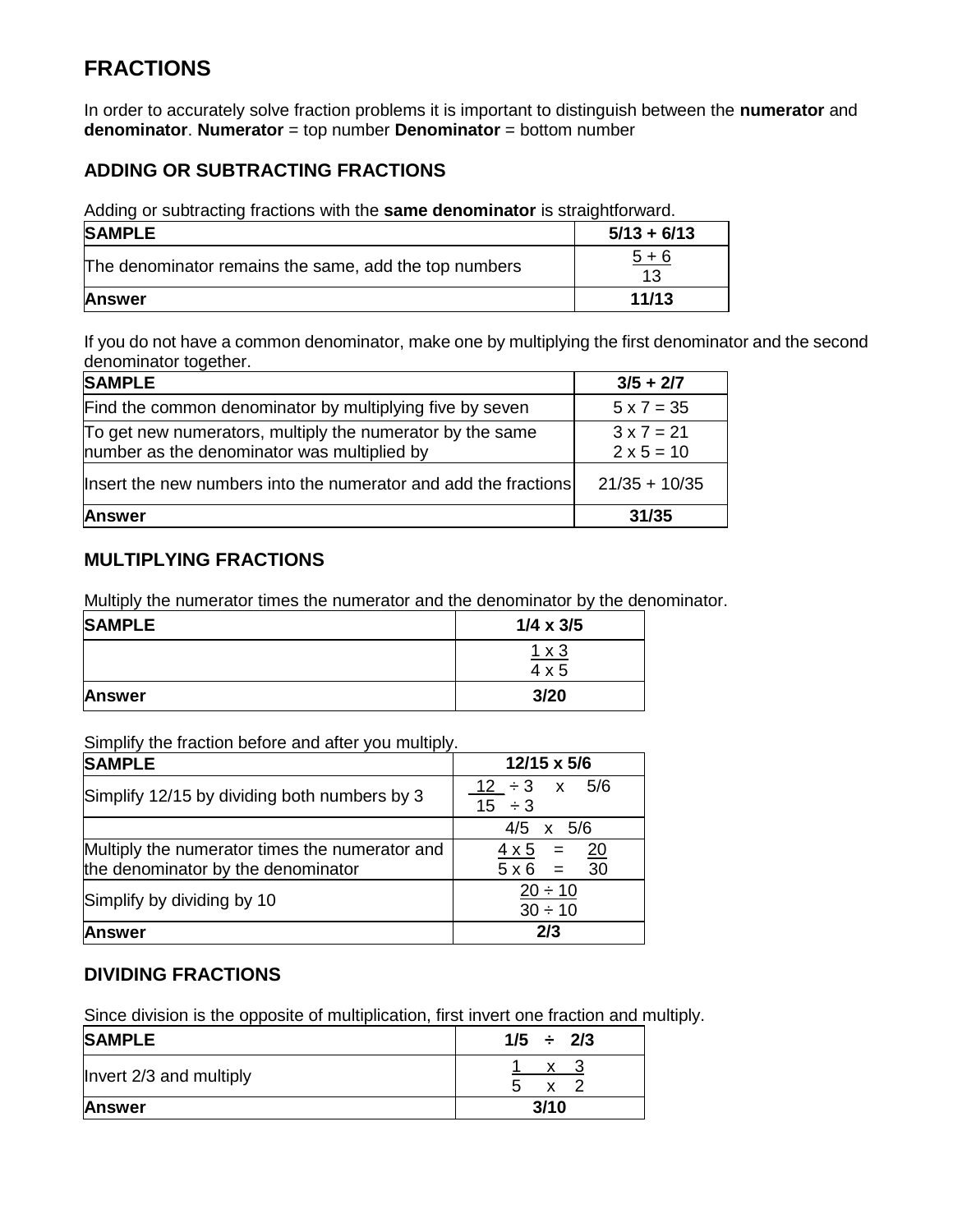# FRACTIONS

In order to accurately solve fraction problems it is important to distinguish between the **numerator** and **denominator**. **Numerator** = top number **Denominator** = bottom number

## ADDING OR SUBTRACTING FRACTIONS

Adding or subtracting fractions with the **same denominator** is straightforward.

| **SAMPLE** | **5/13 + 6/13** |
|---|---|
| The denominator remains the same, add the top numbers | $\frac{5 + 6}{13}$ |
| **Answer** | **11/13** |

If you do not have a common denominator, make one by multiplying the first denominator and the second denominator together.

| **SAMPLE** | **3/5 + 2/7** |
|---|---|
| Find the common denominator by multiplying five by seven | 5 x 7 = 35 |
| To get new numerators, multiply the numerator by the same number as the denominator was multiplied by | 3 x 7 = 21<br>2 x 5 = 10 |
| Insert the new numbers into the numerator and add the fractions | 21/35 + 10/35 |
| **Answer** | **31/35** |

## MULTIPLYING FRACTIONS

Multiply the numerator times the numerator and the denominator by the denominator.

| **SAMPLE** | **1/4 x 3/5** |
|---|---|
| | $\frac{1 \times 3}{4 \times 5}$ |
| **Answer** | **3/20** |

Simplify the fraction before and after you multiply.

| **SAMPLE** | **12/15 x 5/6** |
|---|---|
| Simplify 12/15 by dividing both numbers by 3 | $\frac{12 \div 3}{15 \div 3}$ x 5/6 |
| | 4/5 x 5/6 |
| Multiply the numerator times the numerator and the denominator by the denominator | $\frac{4 \times 5}{5 \times 6} = \frac{20}{30}$ |
| Simplify by dividing by 10 | $\frac{20 \div 10}{30 \div 10}$ |
| **Answer** | **2/3** |

## DIVIDING FRACTIONS

Since division is the opposite of multiplication, first invert one fraction and multiply.

| **SAMPLE** | **1/5 ÷ 2/3** |
|---|---|
| Invert 2/3 and multiply | $\frac{1 \times 3}{5 \times 2}$ |
| **Answer** | **3/10** |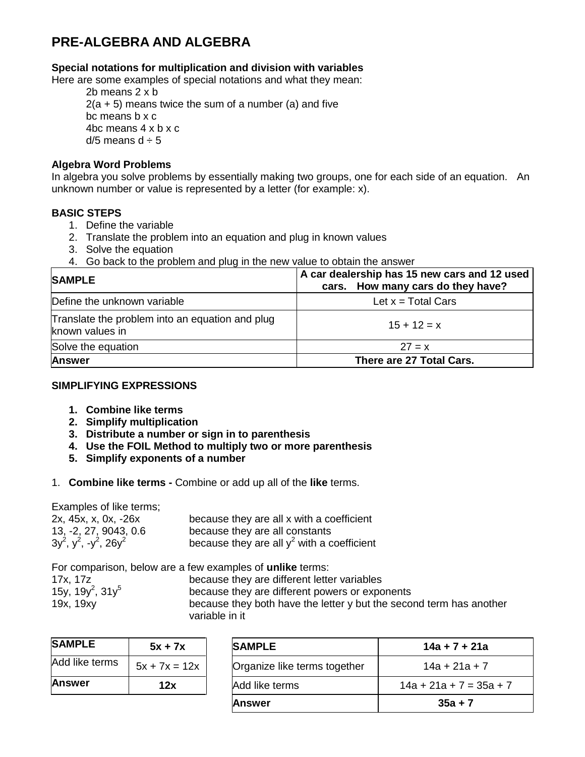# PRE-ALGEBRA AND ALGEBRA

**Special notations for multiplication and division with variables**

Here are some examples of special notations and what they mean:

- 2b means 2 x b
- 2(a + 5) means twice the sum of a number (a) and five
- bc means b x c
- 4bc means 4 x b x c
- d/5 means d ÷ 5

**Algebra Word Problems**

In algebra you solve problems by essentially making two groups, one for each side of an equation. An unknown number or value is represented by a letter (for example: x).

**BASIC STEPS**

1. Define the variable
2. Translate the problem into an equation and plug in known values
3. Solve the equation
4. Go back to the problem and plug in the new value to obtain the answer

| **SAMPLE** | **A car dealership has 15 new cars and 12 used cars. How many cars do they have?** |
|---|---|
| Define the unknown variable | Let x = Total Cars |
| Translate the problem into an equation and plug known values in | 15 + 12 = x |
| Solve the equation | 27 = x |
| **Answer** | **There are 27 Total Cars.** |

**SIMPLIFYING EXPRESSIONS**

1. **Combine like terms**
2. **Simplify multiplication**
3. **Distribute a number or sign in to parenthesis**
4. **Use the FOIL Method to multiply two or more parenthesis**
5. **Simplify exponents of a number**

1. **Combine like terms -** Combine or add up all of the **like** terms.

Examples of like terms;

| | |
|---|---|
| 2x, 45x, x, 0x, -26x | because they are all x with a coefficient |
| 13, -2, 27, 9043, 0.6 | because they are all constants |
| $3y^2$, $y^2$, $-y^2$, $26y^2$ | because they are all $y^2$ with a coefficient |

For comparison, below are a few examples of **unlike** terms:

| | |
|---|---|
| 17x, 17z | because they are different letter variables |
| 15y, $19y^2$, $31y^5$ | because they are different powers or exponents |
| 19x, 19xy | because they both have the letter y but the second term has another variable in it |

| **SAMPLE** | **5x + 7x** |
|---|---|
| Add like terms | 5x + 7x = 12x |
| **Answer** | **12x** |

| **SAMPLE** | **14a + 7 + 21a** |
|---|---|
| Organize like terms together | 14a + 21a + 7 |
| Add like terms | 14a + 21a + 7 = 35a + 7 |
| **Answer** | **35a + 7** |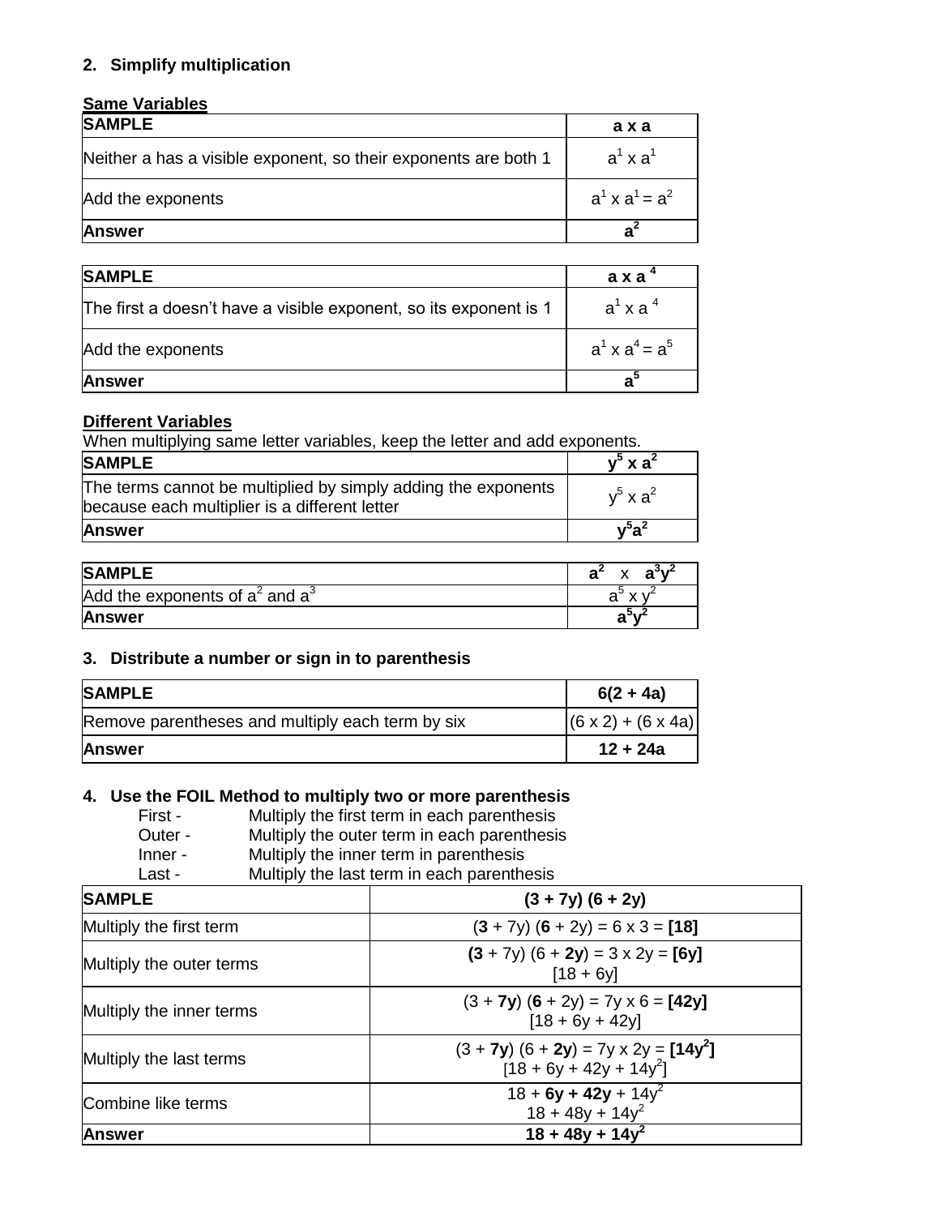## 2. Simplify multiplication

**Same Variables**

| **SAMPLE** | **a x a** |
|---|---|
| Neither a has a visible exponent, so their exponents are both 1 | $a^1 \times a^1$ |
| Add the exponents | $a^1 \times a^1 = a^2$ |
| **Answer** | $\mathbf{a^2}$ |

| **SAMPLE** | $\mathbf{a \times a^4}$ |
|---|---|
| The first a doesn't have a visible exponent, so its exponent is 1 | $a^1 \times a^4$ |
| Add the exponents | $a^1 \times a^4 = a^5$ |
| **Answer** | $\mathbf{a^5}$ |

**Different Variables**

When multiplying same letter variables, keep the letter and add exponents.

| **SAMPLE** | $\mathbf{y^5 \times a^2}$ |
|---|---|
| The terms cannot be multiplied by simply adding the exponents because each multiplier is a different letter | $y^5 \times a^2$ |
| **Answer** | $\mathbf{y^5a^2}$ |

| **SAMPLE** | $\mathbf{a^2 \times a^3y^2}$ |
|---|---|
| Add the exponents of $a^2$ and $a^3$ | $a^5 \times y^2$ |
| **Answer** | $\mathbf{a^5y^2}$ |

## 3. Distribute a number or sign in to parenthesis

| **SAMPLE** | **6(2 + 4a)** |
|---|---|
| Remove parentheses and multiply each term by six | (6 x 2) + (6 x 4a) |
| **Answer** | **12 + 24a** |

## 4. Use the FOIL Method to multiply two or more parenthesis

First - Multiply the first term in each parenthesis
Outer - Multiply the outer term in each parenthesis
Inner - Multiply the inner term in parenthesis
Last - Multiply the last term in each parenthesis

| **SAMPLE** | **(3 + 7y) (6 + 2y)** |
|---|---|
| Multiply the first term | (**3** + 7y) (**6** + 2y) = 6 x 3 = **[18]** |
| Multiply the outer terms | (**3** + 7y) (6 + **2y**) = 3 x 2y = **[6y]**<br>[18 + 6y] |
| Multiply the inner terms | (3 + **7y**) (**6** + 2y) = 7y x 6 = **[42y]**<br>[18 + 6y + 42y] |
| Multiply the last terms | (3 + **7y**) (6 + **2y**) = 7y x 2y = **[14$y^2$]**<br>[18 + 6y + 42y + 14$y^2$] |
| Combine like terms | 18 + **6y + 42y** + 14$y^2$<br>18 + 48y + 14$y^2$ |
| **Answer** | **18 + 48y + 14$y^2$** |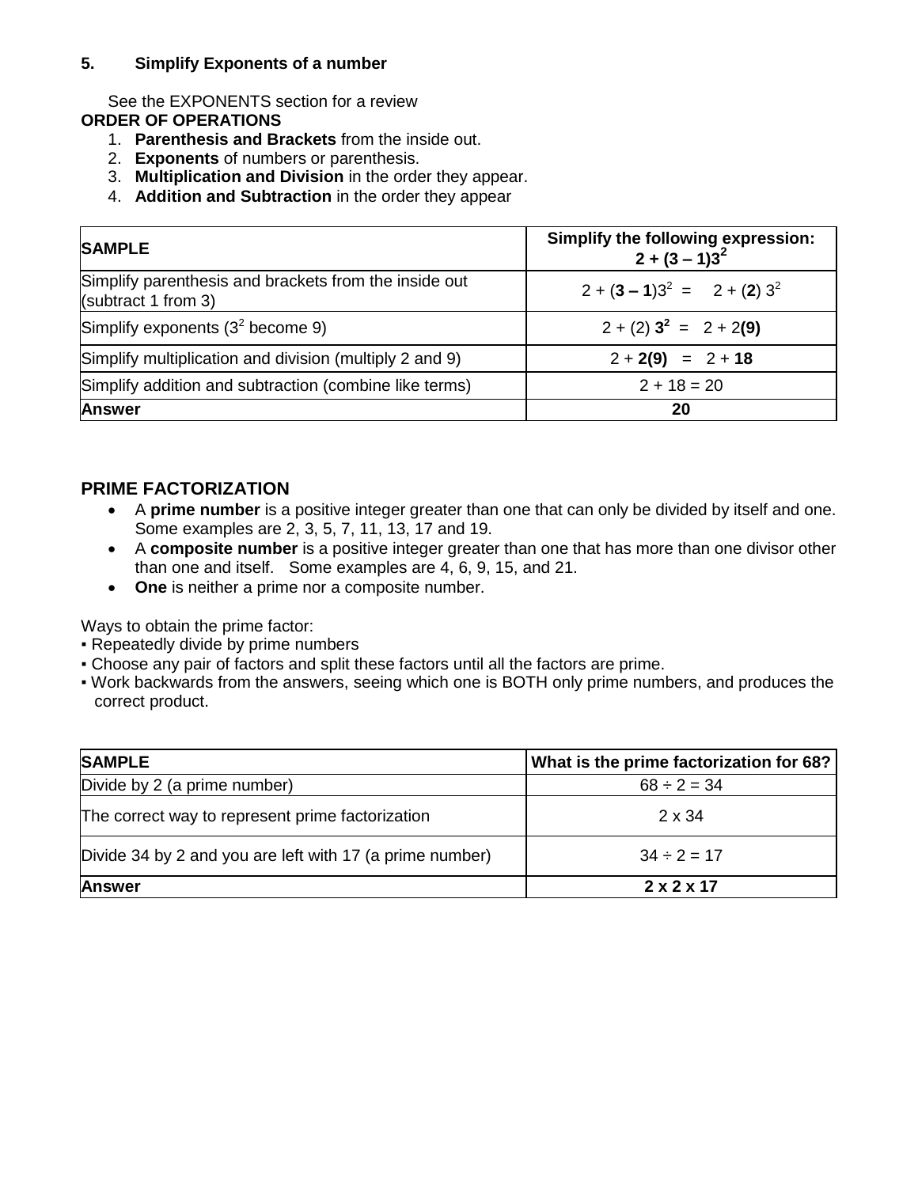**5. Simplify Exponents of a number**

See the EXPONENTS section for a review

**ORDER OF OPERATIONS**

1. **Parenthesis and Brackets** from the inside out.
2. **Exponents** of numbers or parenthesis.
3. **Multiplication and Division** in the order they appear.
4. **Addition and Subtraction** in the order they appear

| **SAMPLE** | **Simplify the following expression: $2 + (3 - 1)3^2$** |
|---|---|
| Simplify parenthesis and brackets from the inside out (subtract 1 from 3) | $2 + (\mathbf{3 - 1})3^2 = 2 + (\mathbf{2})\ 3^2$ |
| Simplify exponents ($3^2$ become 9) | $2 + (2)\ \mathbf{3^2} = 2 + 2\mathbf{(9)}$ |
| Simplify multiplication and division (multiply 2 and 9) | $2 + \mathbf{2(9)} = 2 + \mathbf{18}$ |
| Simplify addition and subtraction (combine like terms) | $2 + 18 = 20$ |
| **Answer** | **20** |

## PRIME FACTORIZATION

- A **prime number** is a positive integer greater than one that can only be divided by itself and one. Some examples are 2, 3, 5, 7, 11, 13, 17 and 19.
- A **composite number** is a positive integer greater than one that has more than one divisor other than one and itself. Some examples are 4, 6, 9, 15, and 21.
- **One** is neither a prime nor a composite number.

Ways to obtain the prime factor:

▪ Repeatedly divide by prime numbers
▪ Choose any pair of factors and split these factors until all the factors are prime.
▪ Work backwards from the answers, seeing which one is BOTH only prime numbers, and produces the correct product.

| **SAMPLE** | **What is the prime factorization for 68?** |
|---|---|
| Divide by 2 (a prime number) | $68 \div 2 = 34$ |
| The correct way to represent prime factorization | 2 x 34 |
| Divide 34 by 2 and you are left with 17 (a prime number) | $34 \div 2 = 17$ |
| **Answer** | **2 x 2 x 17** |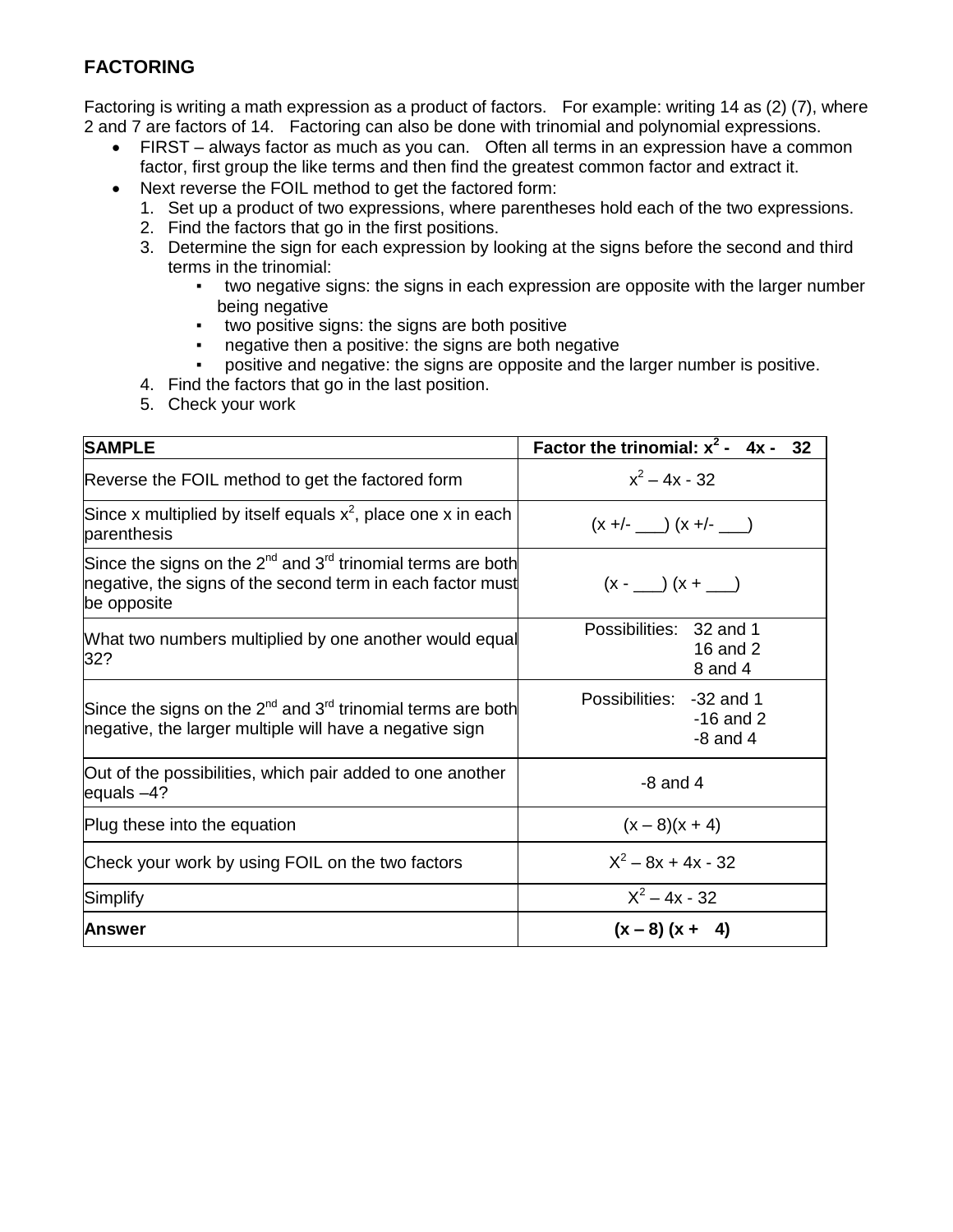## FACTORING

Factoring is writing a math expression as a product of factors. For example: writing 14 as (2) (7), where 2 and 7 are factors of 14. Factoring can also be done with trinomial and polynomial expressions.

- FIRST – always factor as much as you can. Often all terms in an expression have a common factor, first group the like terms and then find the greatest common factor and extract it.
- Next reverse the FOIL method to get the factored form:
  1. Set up a product of two expressions, where parentheses hold each of the two expressions.
  2. Find the factors that go in the first positions.
  3. Determine the sign for each expression by looking at the signs before the second and third terms in the trinomial:
     - two negative signs: the signs in each expression are opposite with the larger number being negative
     - two positive signs: the signs are both positive
     - negative then a positive: the signs are both negative
     - positive and negative: the signs are opposite and the larger number is positive.
  4. Find the factors that go in the last position.
  5. Check your work

| **SAMPLE** | **Factor the trinomial: $x^2 - 4x - 32$** |
|---|---|
| Reverse the FOIL method to get the factored form | $x^2 – 4x - 32$ |
| Since x multiplied by itself equals $x^2$, place one x in each parenthesis | (x +/- ___) (x +/- ___) |
| Since the signs on the 2nd and 3rd trinomial terms are both negative, the signs of the second term in each factor must be opposite | (x - ___) (x + ___) |
| What two numbers multiplied by one another would equal 32? | Possibilities: 32 and 1<br>16 and 2<br>8 and 4 |
| Since the signs on the 2nd and 3rd trinomial terms are both negative, the larger multiple will have a negative sign | Possibilities: -32 and 1<br>-16 and 2<br>-8 and 4 |
| Out of the possibilities, which pair added to one another equals –4? | -8 and 4 |
| Plug these into the equation | $(x – 8)(x + 4)$ |
| Check your work by using FOIL on the two factors | $X^2 – 8x + 4x - 32$ |
| Simplify | $X^2 – 4x - 32$ |
| **Answer** | **$(x – 8) (x + 4)$** |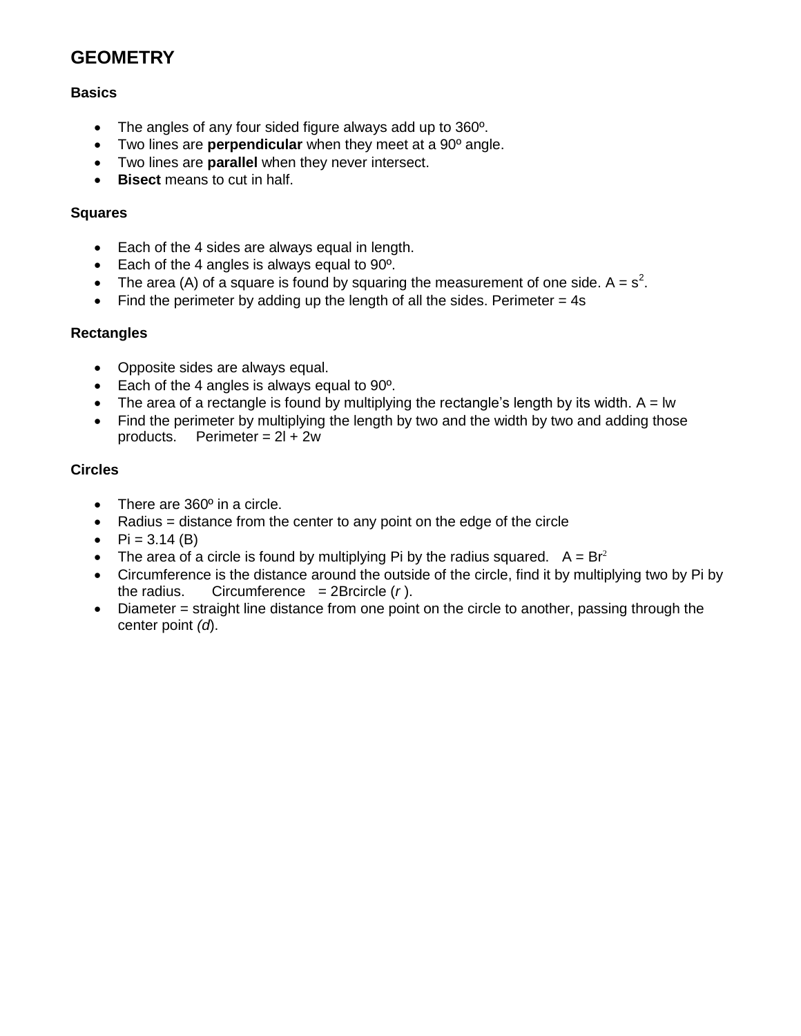# GEOMETRY

### Basics

- The angles of any four sided figure always add up to 360º.
- Two lines are **perpendicular** when they meet at a 90º angle.
- Two lines are **parallel** when they never intersect.
- **Bisect** means to cut in half.

### Squares

- Each of the 4 sides are always equal in length.
- Each of the 4 angles is always equal to 90º.
- The area (A) of a square is found by squaring the measurement of one side. $A = s^2$.
- Find the perimeter by adding up the length of all the sides. Perimeter = 4s

### Rectangles

- Opposite sides are always equal.
- Each of the 4 angles is always equal to 90º.
- The area of a rectangle is found by multiplying the rectangle's length by its width. A = lw
- Find the perimeter by multiplying the length by two and the width by two and adding those products. Perimeter = 2l + 2w

### Circles

- There are 360º in a circle.
- Radius = distance from the center to any point on the edge of the circle
- Pi = 3.14 (B)
- The area of a circle is found by multiplying Pi by the radius squared. $A = Br^2$
- Circumference is the distance around the outside of the circle, find it by multiplying two by Pi by the radius. Circumference = 2Brcircle (*r* ).
- Diameter = straight line distance from one point on the circle to another, passing through the center point *(d*).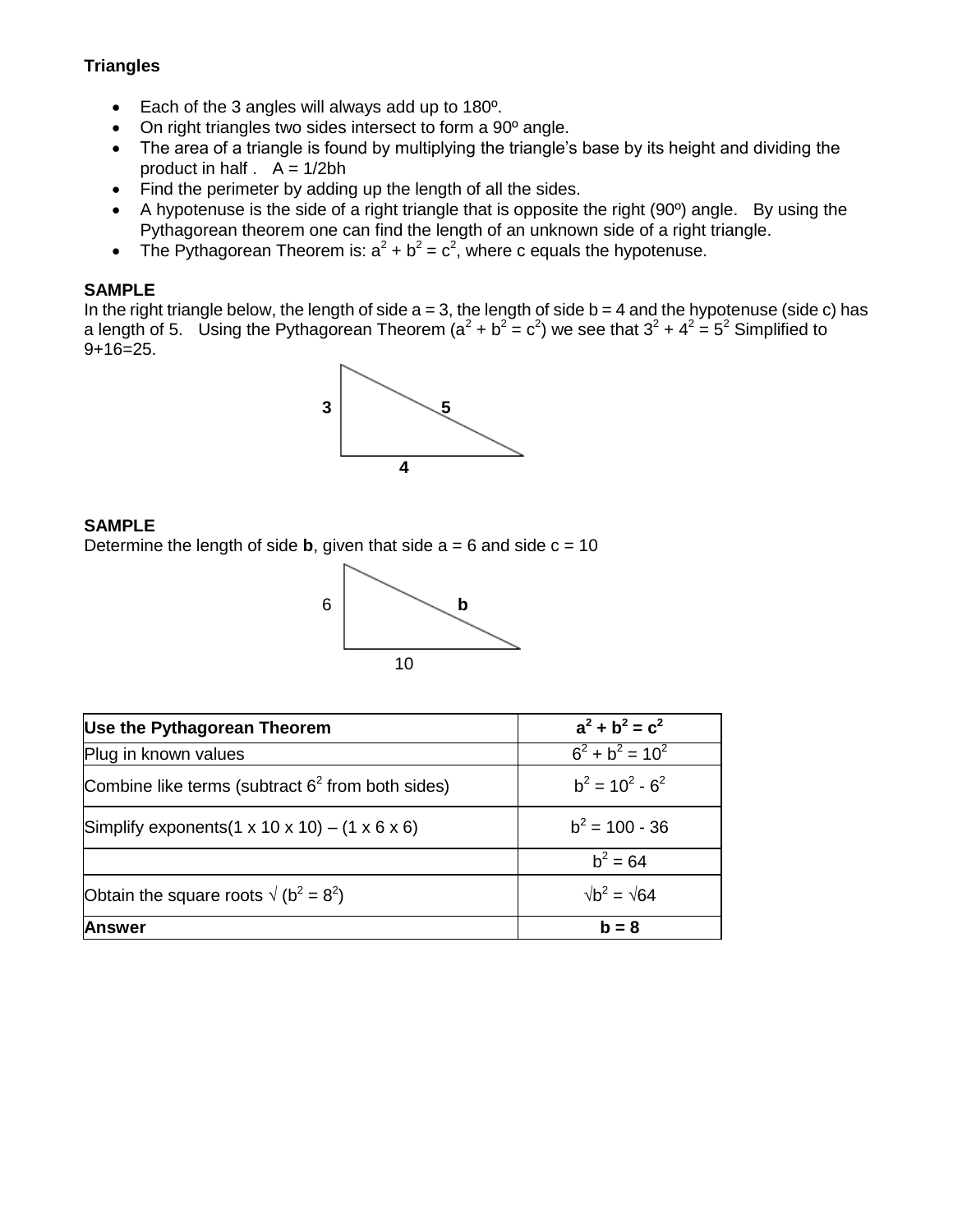**Triangles**

- Each of the 3 angles will always add up to 180º.
- On right triangles two sides intersect to form a 90º angle.
- The area of a triangle is found by multiplying the triangle's base by its height and dividing the product in half . $A = 1/2bh$
- Find the perimeter by adding up the length of all the sides.
- A hypotenuse is the side of a right triangle that is opposite the right (90º) angle. By using the Pythagorean theorem one can find the length of an unknown side of a right triangle.
- The Pythagorean Theorem is: $a^2 + b^2 = c^2$, where c equals the hypotenuse.

**SAMPLE**

In the right triangle below, the length of side a = 3, the length of side b = 4 and the hypotenuse (side c) has a length of 5. Using the Pythagorean Theorem ($a^2 + b^2 = c^2$) we see that $3^2 + 4^2 = 5^2$ Simplified to 9+16=25.

**3** **5**

**4**

**SAMPLE**

Determine the length of side **b**, given that side a = 6 and side c = 10

6 **b**

10

| Use the Pythagorean Theorem | $a^2 + b^2 = c^2$ |
|---|---|
| Plug in known values | $6^2 + b^2 = 10^2$ |
| Combine like terms (subtract $6^2$ from both sides) | $b^2 = 10^2 - 6^2$ |
| Simplify exponents(1 x 10 x 10) – (1 x 6 x 6) | $b^2 = 100 - 36$ |
| | $b^2 = 64$ |
| Obtain the square roots √ ($b^2 = 8^2$) | $\sqrt{b^2} = \sqrt{64}$ |
| **Answer** | **b = 8** |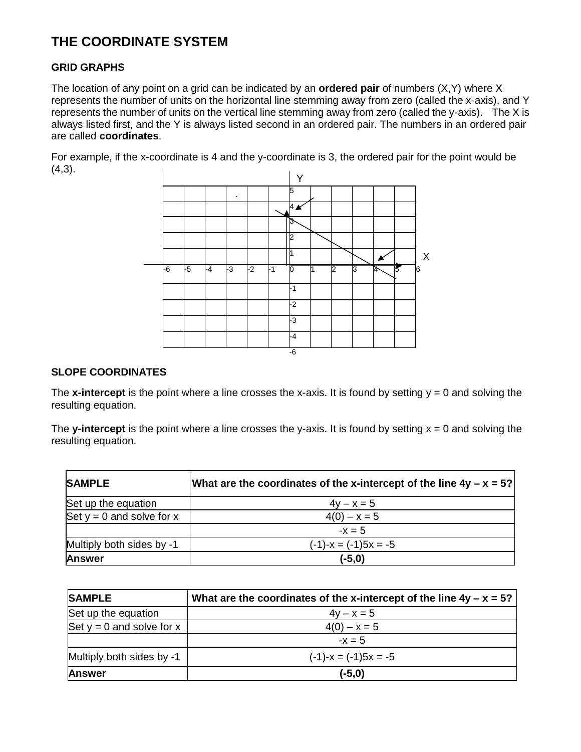# THE COORDINATE SYSTEM

## GRID GRAPHS

The location of any point on a grid can be indicated by an **ordered pair** of numbers (X,Y) where X represents the number of units on the horizontal line stemming away from zero (called the x-axis), and Y represents the number of units on the vertical line stemming away from zero (called the y-axis). The X is always listed first, and the Y is always listed second in an ordered pair. The numbers in an ordered pair are called **coordinates**.

For example, if the x-coordinate is 4 and the y-coordinate is 3, the ordered pair for the point would be (4,3).

## SLOPE COORDINATES

The **x-intercept** is the point where a line crosses the x-axis. It is found by setting y = 0 and solving the resulting equation.

The **y-intercept** is the point where a line crosses the y-axis. It is found by setting x = 0 and solving the resulting equation.

| **SAMPLE** | **What are the coordinates of the x-intercept of the line 4y – x = 5?** |
|---|---|
| Set up the equation | $4y - x = 5$ |
| Set y = 0 and solve for x | $4(0) - x = 5$ |
| | $-x = 5$ |
| Multiply both sides by -1 | $(-1)\text{-}x = (-1)5x = -5$ |
| **Answer** | **(-5,0)** |

| **SAMPLE** | **What are the coordinates of the x-intercept of the line 4y – x = 5?** |
|---|---|
| Set up the equation | $4y - x = 5$ |
| Set y = 0 and solve for x | $4(0) - x = 5$ |
| | $-x = 5$ |
| Multiply both sides by -1 | $(-1)\text{-}x = (-1)5x = -5$ |
| **Answer** | **(-5,0)** |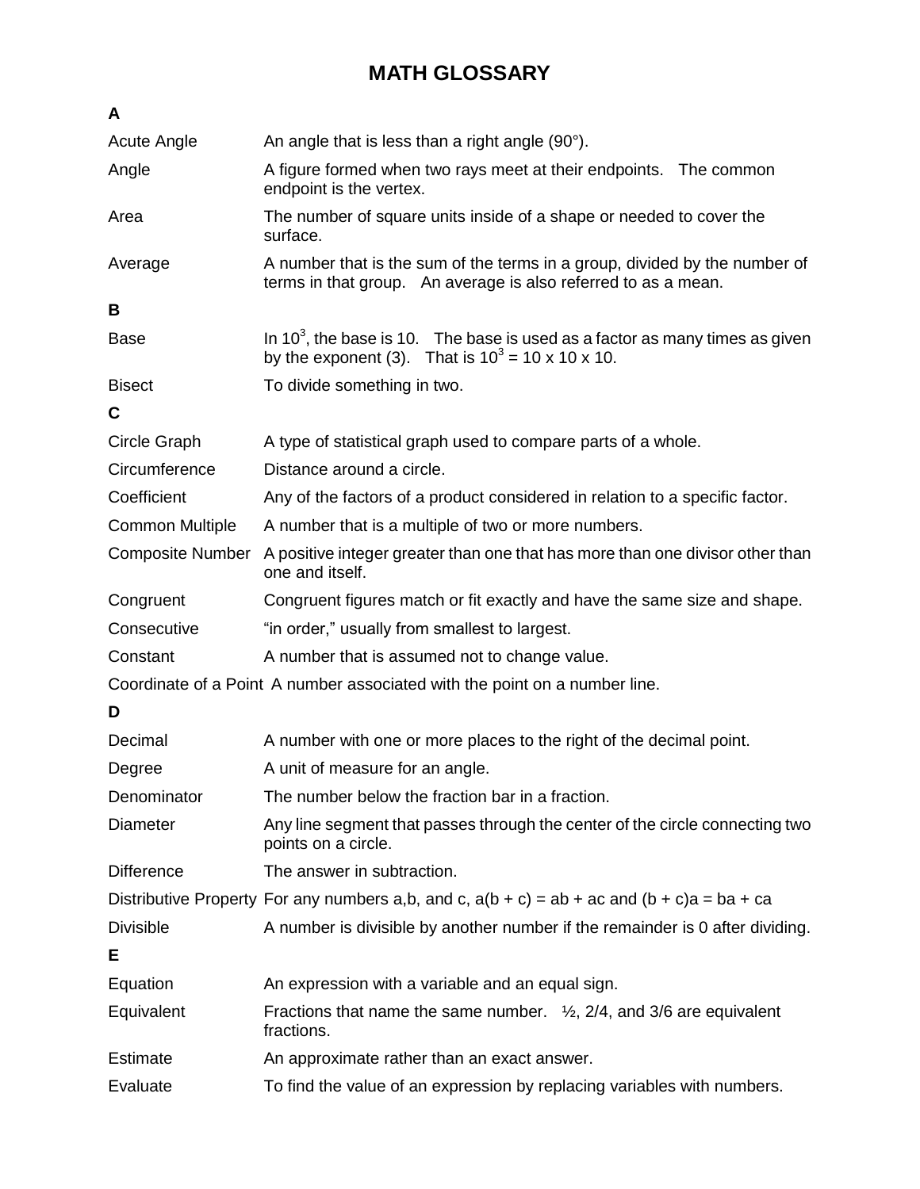# MATH GLOSSARY

## A

| | |
|---|---|
| Acute Angle | An angle that is less than a right angle (90°). |
| Angle | A figure formed when two rays meet at their endpoints. The common endpoint is the vertex. |
| Area | The number of square units inside of a shape or needed to cover the surface. |
| Average | A number that is the sum of the terms in a group, divided by the number of terms in that group. An average is also referred to as a mean. |

## B

| | |
|---|---|
| Base | In $10^3$, the base is 10. The base is used as a factor as many times as given by the exponent (3). That is $10^3 = 10 \times 10 \times 10$. |
| Bisect | To divide something in two. |

## C

| | |
|---|---|
| Circle Graph | A type of statistical graph used to compare parts of a whole. |
| Circumference | Distance around a circle. |
| Coefficient | Any of the factors of a product considered in relation to a specific factor. |
| Common Multiple | A number that is a multiple of two or more numbers. |
| Composite Number | A positive integer greater than one that has more than one divisor other than one and itself. |
| Congruent | Congruent figures match or fit exactly and have the same size and shape. |
| Consecutive | "in order," usually from smallest to largest. |
| Constant | A number that is assumed not to change value. |
| Coordinate of a Point | A number associated with the point on a number line. |

## D

| | |
|---|---|
| Decimal | A number with one or more places to the right of the decimal point. |
| Degree | A unit of measure for an angle. |
| Denominator | The number below the fraction bar in a fraction. |
| Diameter | Any line segment that passes through the center of the circle connecting two points on a circle. |
| Difference | The answer in subtraction. |
| Distributive Property | For any numbers a,b, and c, $a(b + c) = ab + ac$ and $(b + c)a = ba + ca$ |
| Divisible | A number is divisible by another number if the remainder is 0 after dividing. |

## E

| | |
|---|---|
| Equation | An expression with a variable and an equal sign. |
| Equivalent | Fractions that name the same number. ½, 2/4, and 3/6 are equivalent fractions. |
| Estimate | An approximate rather than an exact answer. |
| Evaluate | To find the value of an expression by replacing variables with numbers. |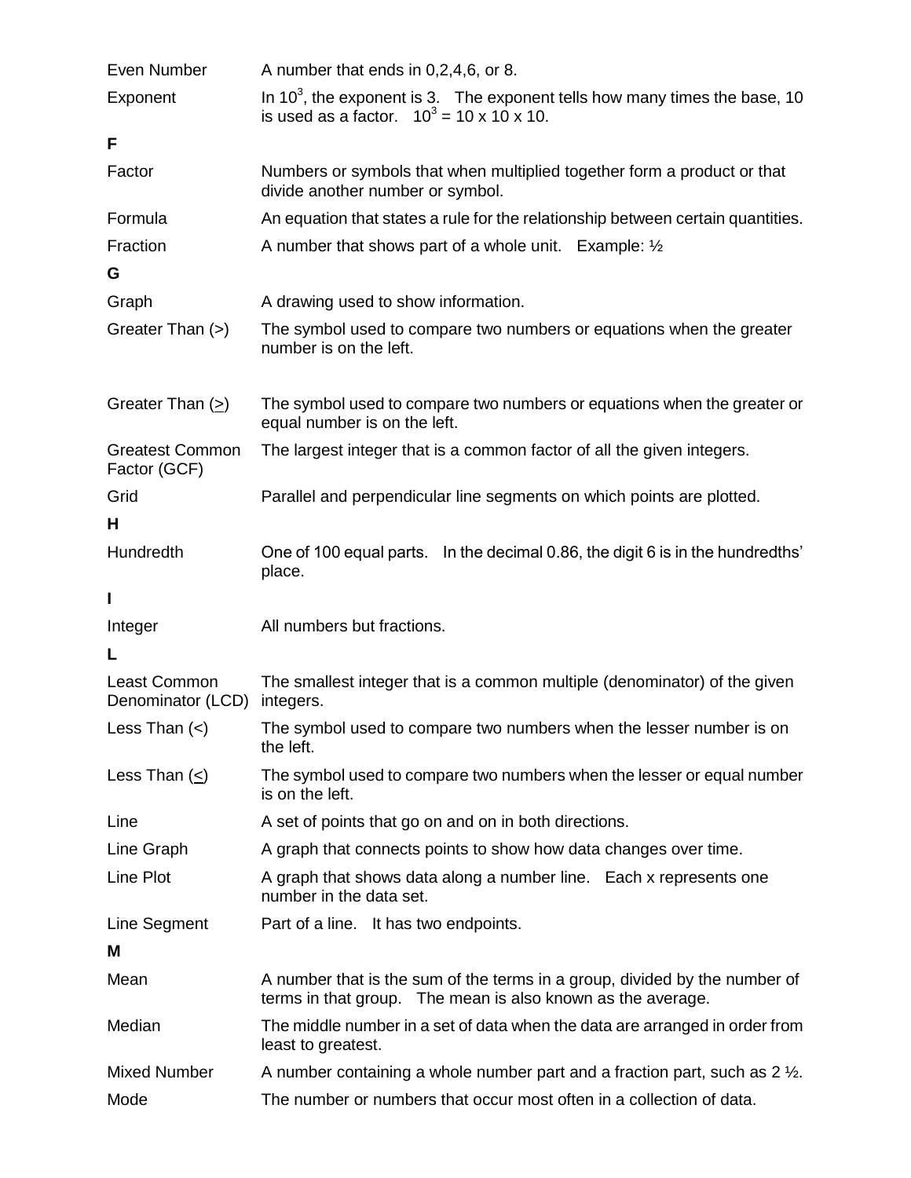| | |
|---|---|
| Even Number | A number that ends in 0,2,4,6, or 8. |
| Exponent | In $10^3$, the exponent is 3. The exponent tells how many times the base, 10 is used as a factor. $10^3 = 10 \times 10 \times 10$. |

**F**

| | |
|---|---|
| Factor | Numbers or symbols that when multiplied together form a product or that divide another number or symbol. |
| Formula | An equation that states a rule for the relationship between certain quantities. |
| Fraction | A number that shows part of a whole unit. Example: ½ |

**G**

| | |
|---|---|
| Graph | A drawing used to show information. |
| Greater Than (>) | The symbol used to compare two numbers or equations when the greater number is on the left. |
| Greater Than ($\geq$) | The symbol used to compare two numbers or equations when the greater or equal number is on the left. |
| Greatest Common Factor (GCF) | The largest integer that is a common factor of all the given integers. |
| Grid | Parallel and perpendicular line segments on which points are plotted. |

**H**

| | |
|---|---|
| Hundredth | One of 100 equal parts. In the decimal 0.86, the digit 6 is in the hundredths' place. |

**I**

| | |
|---|---|
| Integer | All numbers but fractions. |

**L**

| | |
|---|---|
| Least Common Denominator (LCD) | The smallest integer that is a common multiple (denominator) of the given integers. |
| Less Than (<) | The symbol used to compare two numbers when the lesser number is on the left. |
| Less Than ($\leq$) | The symbol used to compare two numbers when the lesser or equal number is on the left. |
| Line | A set of points that go on and on in both directions. |
| Line Graph | A graph that connects points to show how data changes over time. |
| Line Plot | A graph that shows data along a number line. Each x represents one number in the data set. |
| Line Segment | Part of a line. It has two endpoints. |

**M**

| | |
|---|---|
| Mean | A number that is the sum of the terms in a group, divided by the number of terms in that group. The mean is also known as the average. |
| Median | The middle number in a set of data when the data are arranged in order from least to greatest. |
| Mixed Number | A number containing a whole number part and a fraction part, such as 2 ½. |
| Mode | The number or numbers that occur most often in a collection of data. |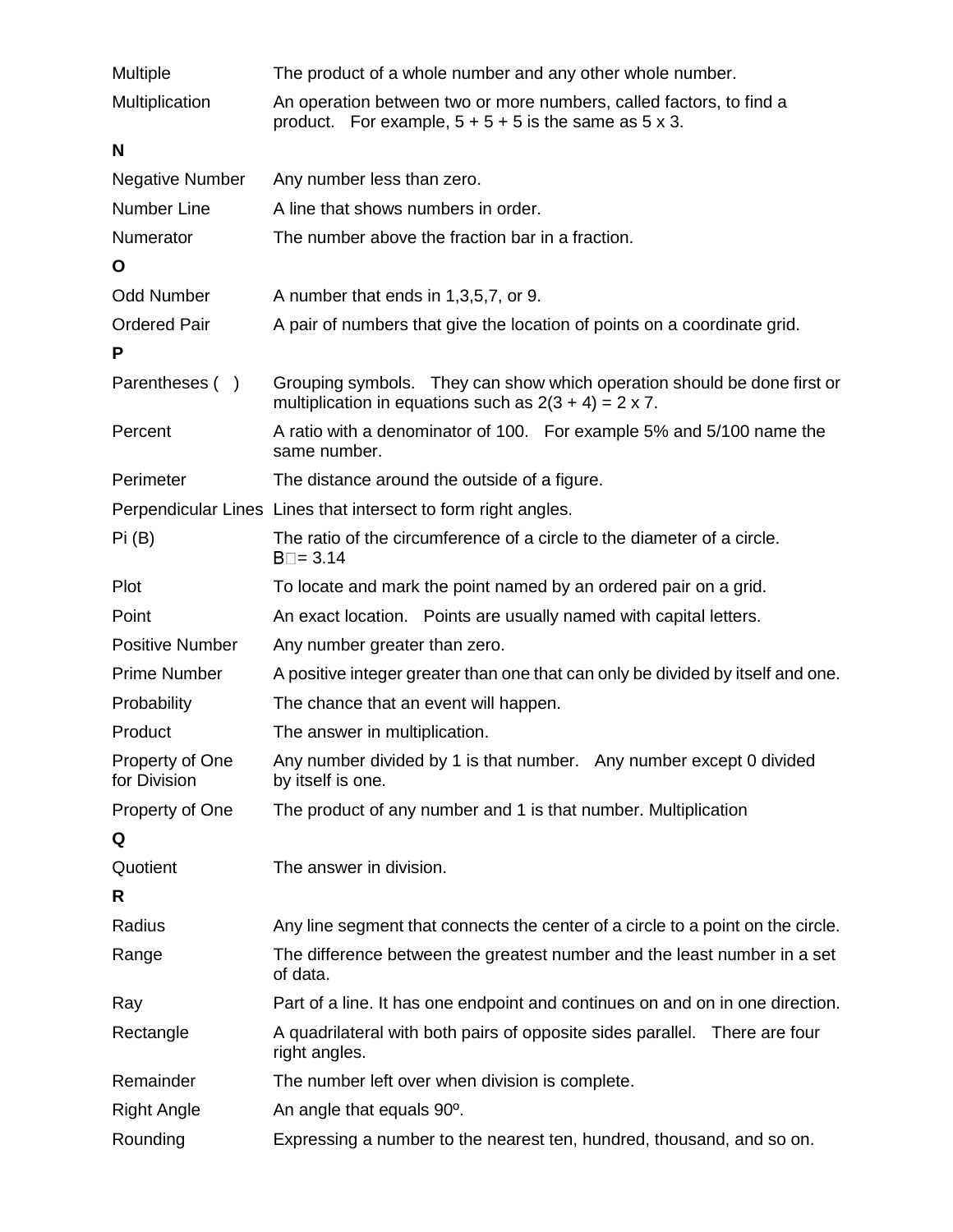| | |
|---|---|
| Multiple | The product of a whole number and any other whole number. |
| Multiplication | An operation between two or more numbers, called factors, to find a product. For example, 5 + 5 + 5 is the same as 5 x 3. |

**N**

| | |
|---|---|
| Negative Number | Any number less than zero. |
| Number Line | A line that shows numbers in order. |
| Numerator | The number above the fraction bar in a fraction. |

**O**

| | |
|---|---|
| Odd Number | A number that ends in 1,3,5,7, or 9. |
| Ordered Pair | A pair of numbers that give the location of points on a coordinate grid. |

**P**

| | |
|---|---|
| Parentheses ( ) | Grouping symbols. They can show which operation should be done first or multiplication in equations such as 2(3 + 4) = 2 x 7. |
| Percent | A ratio with a denominator of 100. For example 5% and 5/100 name the same number. |
| Perimeter | The distance around the outside of a figure. |
| Perpendicular Lines | Lines that intersect to form right angles. |
| Pi (B) | The ratio of the circumference of a circle to the diameter of a circle. B□= 3.14 |
| Plot | To locate and mark the point named by an ordered pair on a grid. |
| Point | An exact location. Points are usually named with capital letters. |
| Positive Number | Any number greater than zero. |
| Prime Number | A positive integer greater than one that can only be divided by itself and one. |
| Probability | The chance that an event will happen. |
| Product | The answer in multiplication. |
| Property of One for Division | Any number divided by 1 is that number. Any number except 0 divided by itself is one. |
| Property of One | The product of any number and 1 is that number. Multiplication |

**Q**

| | |
|---|---|
| Quotient | The answer in division. |

**R**

| | |
|---|---|
| Radius | Any line segment that connects the center of a circle to a point on the circle. |
| Range | The difference between the greatest number and the least number in a set of data. |
| Ray | Part of a line. It has one endpoint and continues on and on in one direction. |
| Rectangle | A quadrilateral with both pairs of opposite sides parallel. There are four right angles. |
| Remainder | The number left over when division is complete. |
| Right Angle | An angle that equals 90º. |
| Rounding | Expressing a number to the nearest ten, hundred, thousand, and so on. |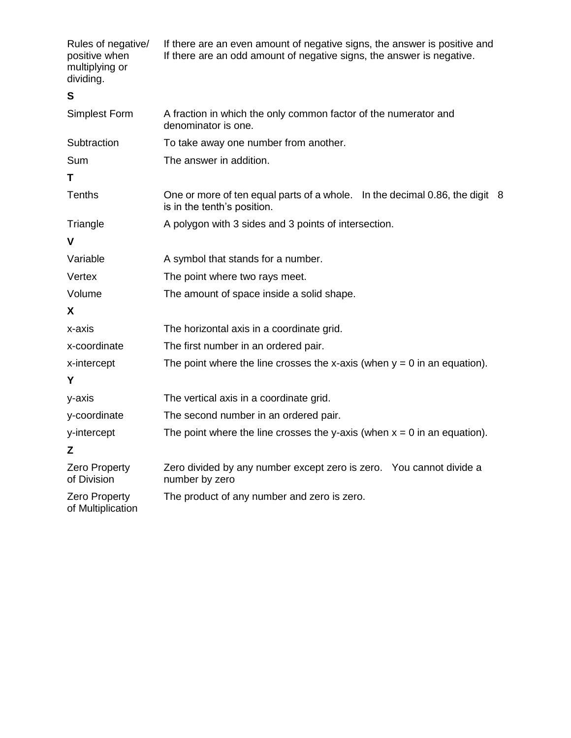| | |
|---|---|
| Rules of negative/ positive when multiplying or dividing. | If there are an even amount of negative signs, the answer is positive and If there are an odd amount of negative signs, the answer is negative. |
| **S** | |
| Simplest Form | A fraction in which the only common factor of the numerator and denominator is one. |
| Subtraction | To take away one number from another. |
| Sum | The answer in addition. |
| **T** | |
| Tenths | One or more of ten equal parts of a whole. In the decimal 0.86, the digit 8 is in the tenth's position. |
| Triangle | A polygon with 3 sides and 3 points of intersection. |
| **V** | |
| Variable | A symbol that stands for a number. |
| Vertex | The point where two rays meet. |
| Volume | The amount of space inside a solid shape. |
| **X** | |
| x-axis | The horizontal axis in a coordinate grid. |
| x-coordinate | The first number in an ordered pair. |
| x-intercept | The point where the line crosses the x-axis (when $y = 0$ in an equation). |
| **Y** | |
| y-axis | The vertical axis in a coordinate grid. |
| y-coordinate | The second number in an ordered pair. |
| y-intercept | The point where the line crosses the y-axis (when $x = 0$ in an equation). |
| **Z** | |
| Zero Property of Division | Zero divided by any number except zero is zero. You cannot divide a number by zero |
| Zero Property of Multiplication | The product of any number and zero is zero. |